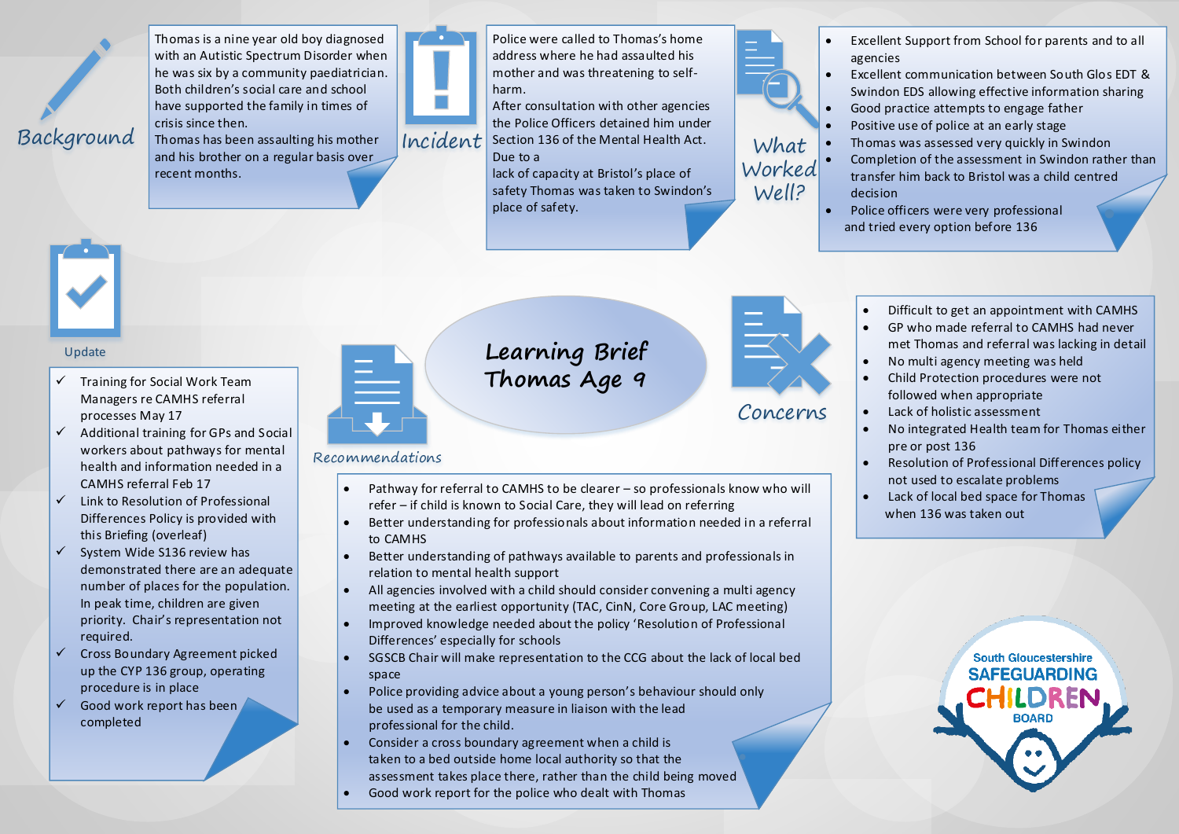# Learning Brief Thomas Age 9

## Background

Thomas is a nine year old boy diagnosed with an Autistic Spectrum Disorder when he was six by a community paediatrician. Both children's social care and school have supported the family in times of crisis since then.

Thomas has been assaulting his mother and his brother on a regular basis over recent months.

## Incident

Police were called to Thomas's home address where he had assaulted his mother and was threatening to self-harm.

After consultation with other agencies the Police Officers detained him under Section 136 of the Mental Health Act. Due to a lack of capacity at Bristol's place of safety Thomas was taken to Swindon's place of safety.

## What Worked Well?

- Excellent Support from School for parents and to all agencies
- Excellent communication between South Glos EDT & Swindon EDS allowing effective information sharing
- Good practice attempts to engage father
- Positive use of police at an early stage
- Thomas was assessed very quickly in Swindon
- Completion of the assessment in Swindon rather than transfer him back to Bristol was a child centred decision
- Police officers were very professional and tried every option before 136

## Concerns

- Difficult to get an appointment with CAMHS
- GP who made referral to CAMHS had never met Thomas and referral was lacking in detail
- No multi agency meeting was held
- Child Protection procedures were not followed when appropriate
- Lack of holistic assessment
- No integrated Health team for Thomas either pre or post 136
- Resolution of Professional Differences policy not used to escalate problems
- Lack of local bed space for Thomas when 136 was taken out

## Recommendations

- Pathway for referral to CAMHS to be clearer – so professionals know who will refer – if child is known to Social Care, they will lead on referring
- Better understanding for professionals about information needed in a referral to CAMHS
- Better understanding of pathways available to parents and professionals in relation to mental health support
- All agencies involved with a child should consider convening a multi agency meeting at the earliest opportunity (TAC, CinN, Core Group, LAC meeting)
- Improved knowledge needed about the policy 'Resolution of Professional Differences' especially for schools
- SGSCB Chair will make representation to the CCG about the lack of local bed space
- Police providing advice about a young person's behaviour should only be used as a temporary measure in liaison with the lead professional for the child.
- Consider a cross boundary agreement when a child is taken to a bed outside home local authority so that the assessment takes place there, rather than the child being moved
- Good work report for the police who dealt with Thomas

## Update

- ✓ Training for Social Work Team Managers re CAMHS referral processes May 17
- ✓ Additional training for GPs and Social workers about pathways for mental health and information needed in a CAMHS referral Feb 17
- ✓ Link to Resolution of Professional Differences Policy is provided with this Briefing (overleaf)
- ✓ System Wide S136 review has demonstrated there are an adequate number of places for the population. In peak time, children are given priority. Chair's representation not required.
- ✓ Cross Boundary Agreement picked up the CYP 136 group, operating procedure is in place
- ✓ Good work report has been completed

South Gloucestershire SAFEGUARDING CHILDREN BOARD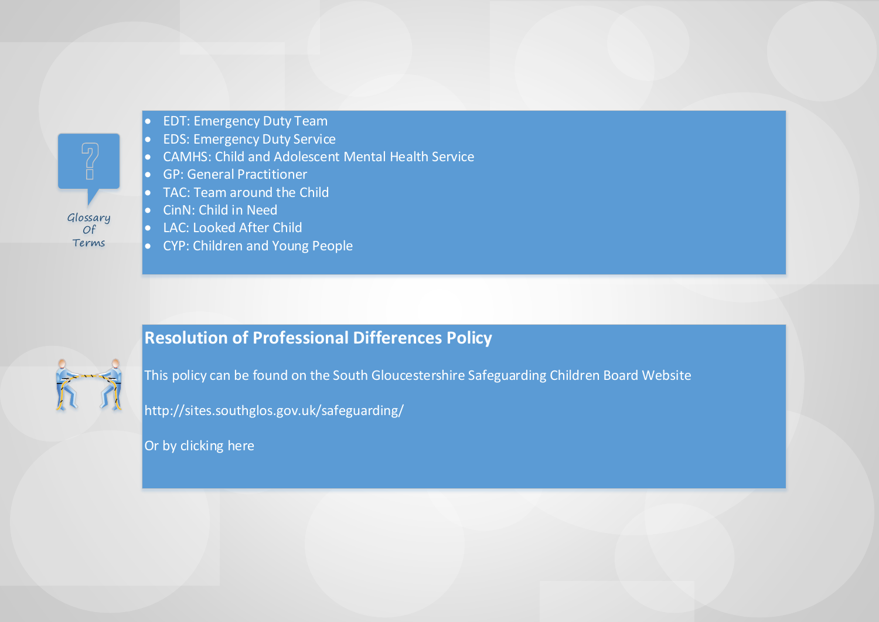Glossary Of Terms

- EDT: Emergency Duty Team
- EDS: Emergency Duty Service
- CAMHS: Child and Adolescent Mental Health Service
- GP: General Practitioner
- TAC: Team around the Child
- CinN: Child in Need
- LAC: Looked After Child
- CYP: Children and Young People

## Resolution of Professional Differences Policy

This policy can be found on the South Gloucestershire Safeguarding Children Board Website

http://sites.southglos.gov.uk/safeguarding/

Or by clicking here